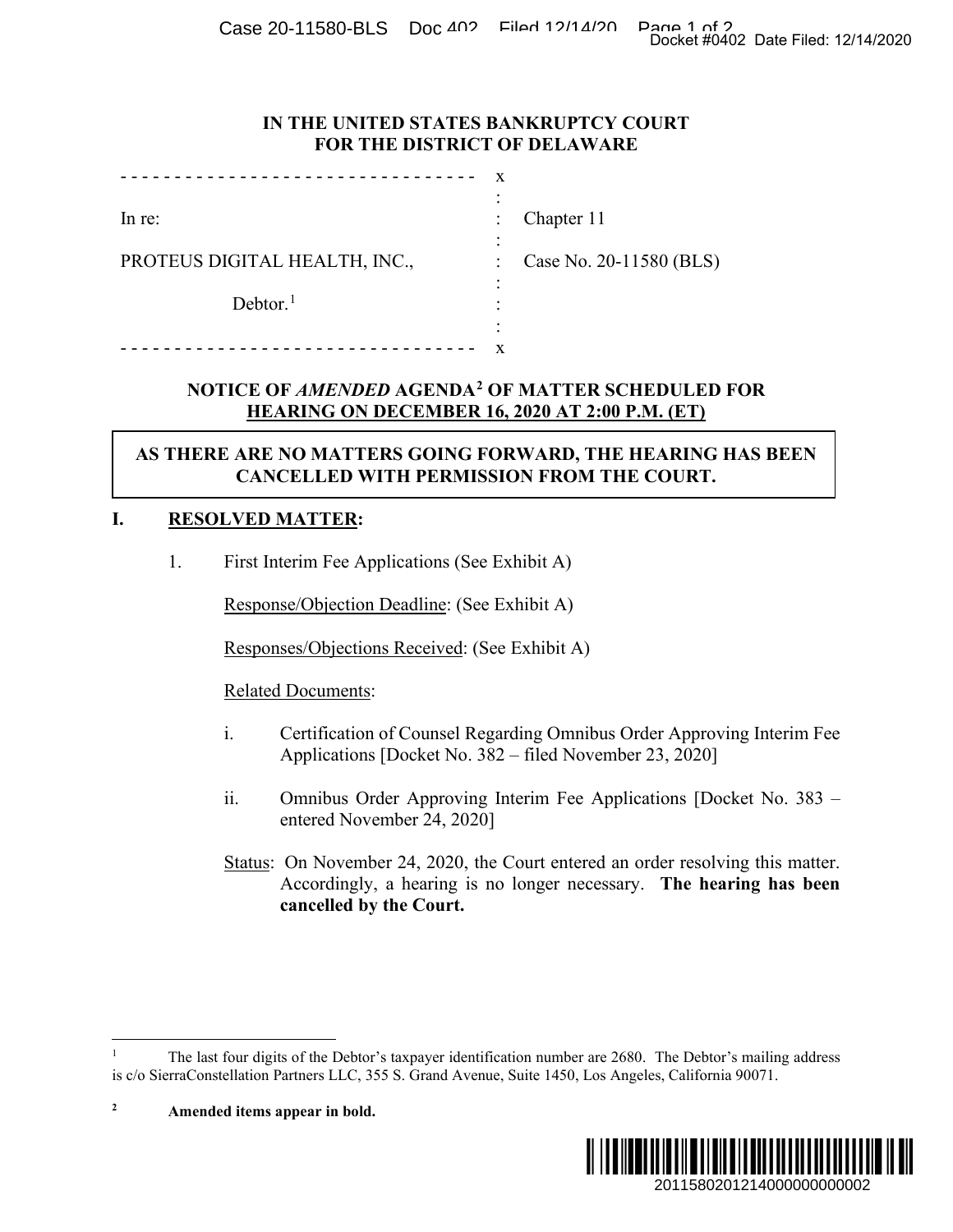IN THE UNITED STATES BANKRUPTCY COURT
FOR THE DISTRICT OF DELAWARE

| | | |
|---|---|---|
| In re: | : | Chapter 11 |
| PROTEUS DIGITAL HEALTH, INC., | : | Case No. 20-11580 (BLS) |
| Debtor.[1] | : | |

**NOTICE OF *AMENDED* AGENDA[2] OF MATTER SCHEDULED FOR HEARING ON DECEMBER 16, 2020 AT 2:00 P.M. (ET)**

**AS THERE ARE NO MATTERS GOING FORWARD, THE HEARING HAS BEEN CANCELLED WITH PERMISSION FROM THE COURT.**

## I. RESOLVED MATTER:

1. First Interim Fee Applications (See Exhibit A)

   Response/Objection Deadline: (See Exhibit A)

   Responses/Objections Received: (See Exhibit A)

   Related Documents:

   i. Certification of Counsel Regarding Omnibus Order Approving Interim Fee Applications [Docket No. 382 – filed November 23, 2020]

   ii. Omnibus Order Approving Interim Fee Applications [Docket No. 383 – entered November 24, 2020]

   Status: On November 24, 2020, the Court entered an order resolving this matter. Accordingly, a hearing is no longer necessary. **The hearing has been cancelled by the Court.**

---

[1] The last four digits of the Debtor's taxpayer identification number are 2680. The Debtor's mailing address is c/o SierraConstellation Partners LLC, 355 S. Grand Avenue, Suite 1450, Los Angeles, California 90071.

[2] **Amended items appear in bold.**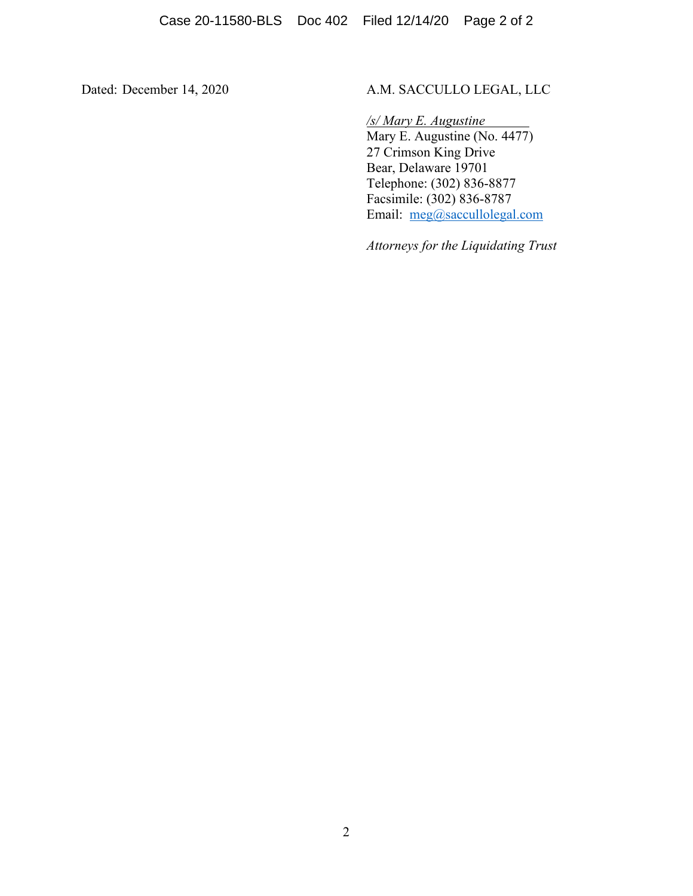Dated: December 14, 2020

A.M. SACCULLO LEGAL, LLC

*/s/ Mary E. Augustine*
Mary E. Augustine (No. 4477)
27 Crimson King Drive
Bear, Delaware 19701
Telephone: (302) 836-8877
Facsimile: (302) 836-8787
Email: meg@saccullolegal.com

*Attorneys for the Liquidating Trust*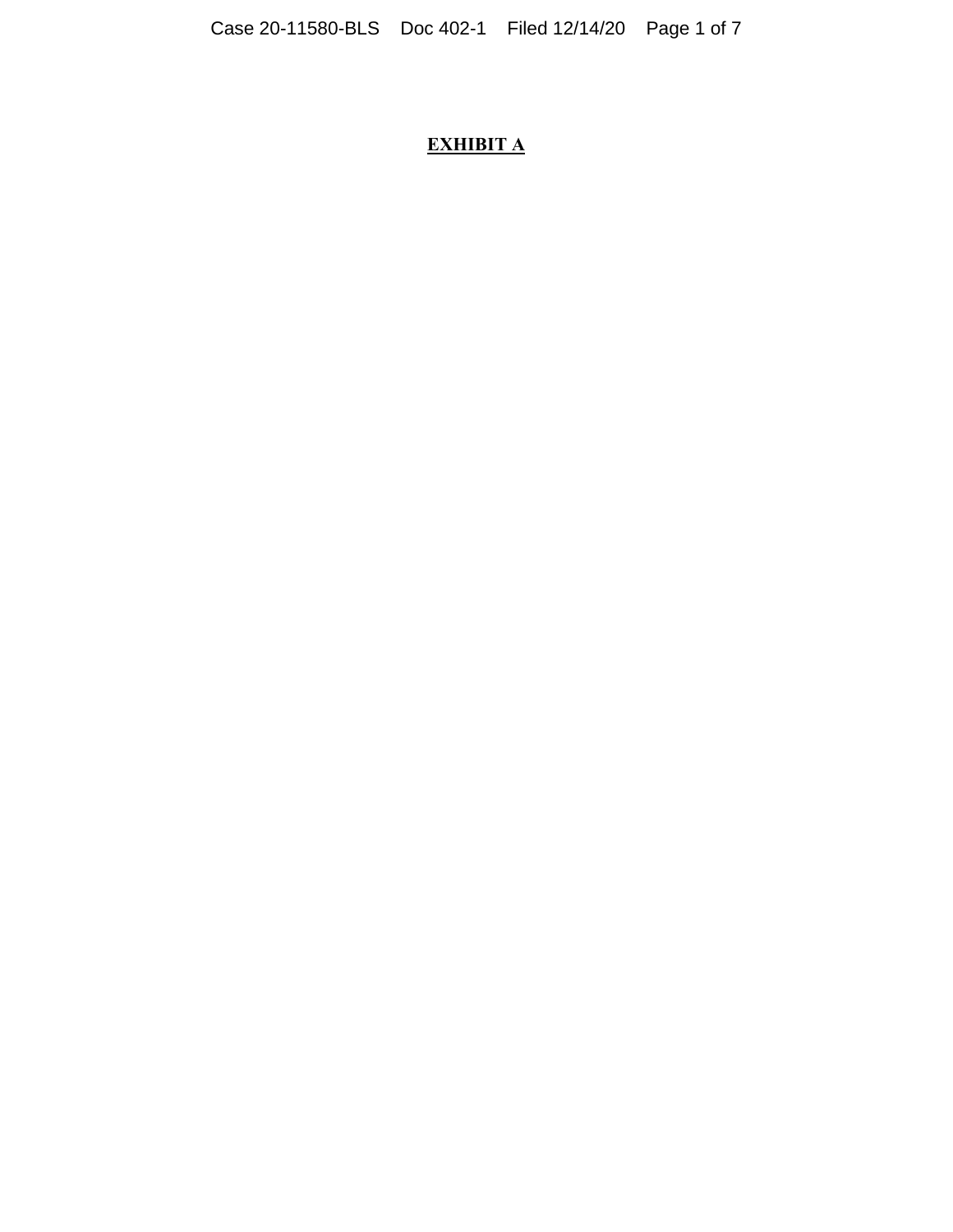**EXHIBIT A**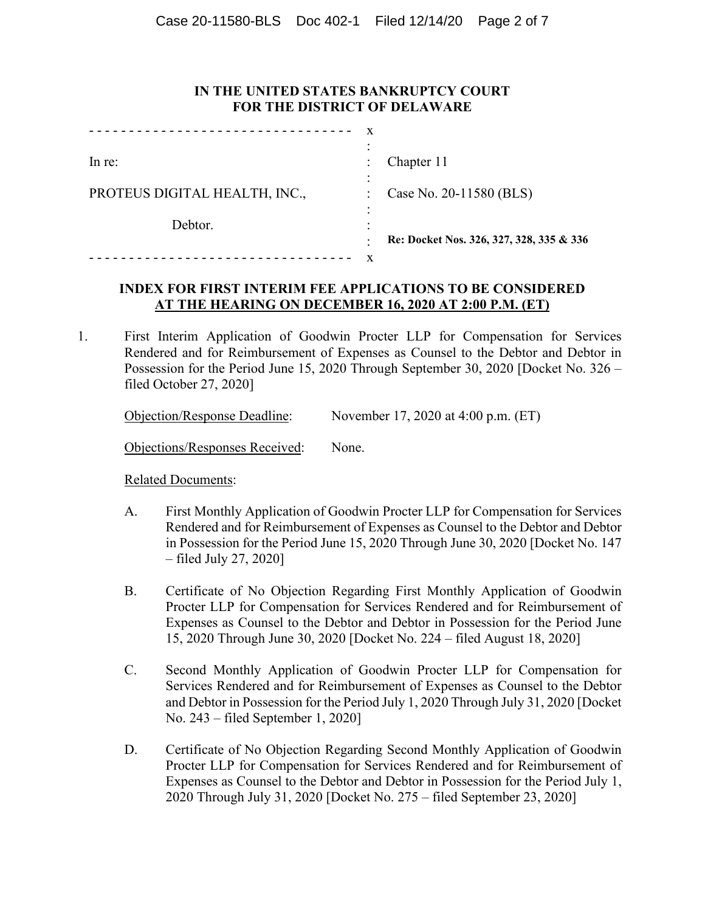**IN THE UNITED STATES BANKRUPTCY COURT**
**FOR THE DISTRICT OF DELAWARE**

| | |
|---|---|
| In re: | Chapter 11 |
| PROTEUS DIGITAL HEALTH, INC., | Case No. 20-11580 (BLS) |
| Debtor. | **Re: Docket Nos. 326, 327, 328, 335 & 336** |

**INDEX FOR FIRST INTERIM FEE APPLICATIONS TO BE CONSIDERED**
**AT THE HEARING ON DECEMBER 16, 2020 AT 2:00 P.M. (ET)**

1. First Interim Application of Goodwin Procter LLP for Compensation for Services Rendered and for Reimbursement of Expenses as Counsel to the Debtor and Debtor in Possession for the Period June 15, 2020 Through September 30, 2020 [Docket No. 326 – filed October 27, 2020]

   Objection/Response Deadline: November 17, 2020 at 4:00 p.m. (ET)

   Objections/Responses Received: None.

   Related Documents:

   A. First Monthly Application of Goodwin Procter LLP for Compensation for Services Rendered and for Reimbursement of Expenses as Counsel to the Debtor and Debtor in Possession for the Period June 15, 2020 Through June 30, 2020 [Docket No. 147 – filed July 27, 2020]

   B. Certificate of No Objection Regarding First Monthly Application of Goodwin Procter LLP for Compensation for Services Rendered and for Reimbursement of Expenses as Counsel to the Debtor and Debtor in Possession for the Period June 15, 2020 Through June 30, 2020 [Docket No. 224 – filed August 18, 2020]

   C. Second Monthly Application of Goodwin Procter LLP for Compensation for Services Rendered and for Reimbursement of Expenses as Counsel to the Debtor and Debtor in Possession for the Period July 1, 2020 Through July 31, 2020 [Docket No. 243 – filed September 1, 2020]

   D. Certificate of No Objection Regarding Second Monthly Application of Goodwin Procter LLP for Compensation for Services Rendered and for Reimbursement of Expenses as Counsel to the Debtor and Debtor in Possession for the Period July 1, 2020 Through July 31, 2020 [Docket No. 275 – filed September 23, 2020]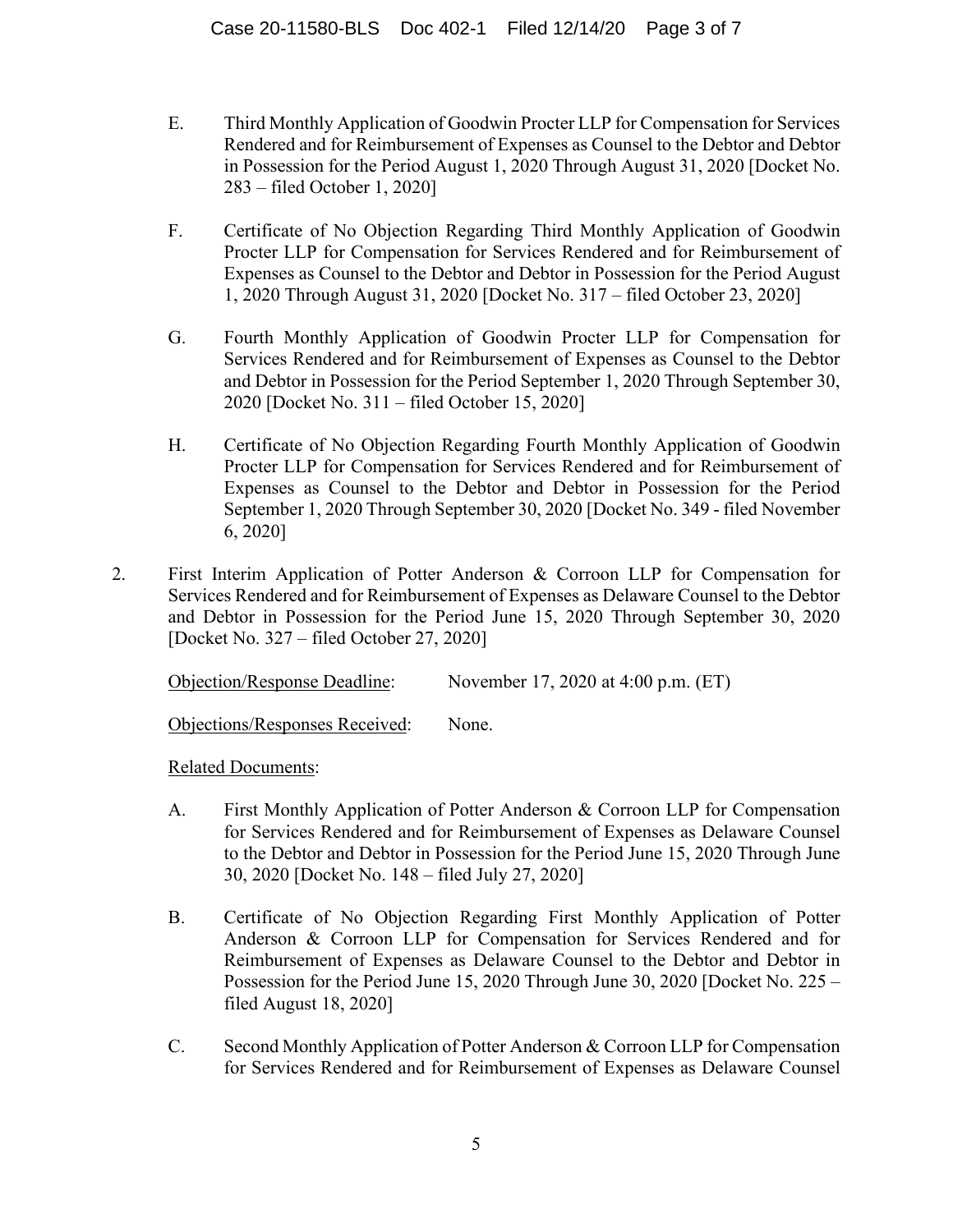E. Third Monthly Application of Goodwin Procter LLP for Compensation for Services Rendered and for Reimbursement of Expenses as Counsel to the Debtor and Debtor in Possession for the Period August 1, 2020 Through August 31, 2020 [Docket No. 283 – filed October 1, 2020]

F. Certificate of No Objection Regarding Third Monthly Application of Goodwin Procter LLP for Compensation for Services Rendered and for Reimbursement of Expenses as Counsel to the Debtor and Debtor in Possession for the Period August 1, 2020 Through August 31, 2020 [Docket No. 317 – filed October 23, 2020]

G. Fourth Monthly Application of Goodwin Procter LLP for Compensation for Services Rendered and for Reimbursement of Expenses as Counsel to the Debtor and Debtor in Possession for the Period September 1, 2020 Through September 30, 2020 [Docket No. 311 – filed October 15, 2020]

H. Certificate of No Objection Regarding Fourth Monthly Application of Goodwin Procter LLP for Compensation for Services Rendered and for Reimbursement of Expenses as Counsel to the Debtor and Debtor in Possession for the Period September 1, 2020 Through September 30, 2020 [Docket No. 349 - filed November 6, 2020]

2. First Interim Application of Potter Anderson & Corroon LLP for Compensation for Services Rendered and for Reimbursement of Expenses as Delaware Counsel to the Debtor and Debtor in Possession for the Period June 15, 2020 Through September 30, 2020 [Docket No. 327 – filed October 27, 2020]

<u>Objection/Response Deadline</u>: November 17, 2020 at 4:00 p.m. (ET)

<u>Objections/Responses Received</u>: None.

<u>Related Documents</u>:

A. First Monthly Application of Potter Anderson & Corroon LLP for Compensation for Services Rendered and for Reimbursement of Expenses as Delaware Counsel to the Debtor and Debtor in Possession for the Period June 15, 2020 Through June 30, 2020 [Docket No. 148 – filed July 27, 2020]

B. Certificate of No Objection Regarding First Monthly Application of Potter Anderson & Corroon LLP for Compensation for Services Rendered and for Reimbursement of Expenses as Delaware Counsel to the Debtor and Debtor in Possession for the Period June 15, 2020 Through June 30, 2020 [Docket No. 225 – filed August 18, 2020]

C. Second Monthly Application of Potter Anderson & Corroon LLP for Compensation for Services Rendered and for Reimbursement of Expenses as Delaware Counsel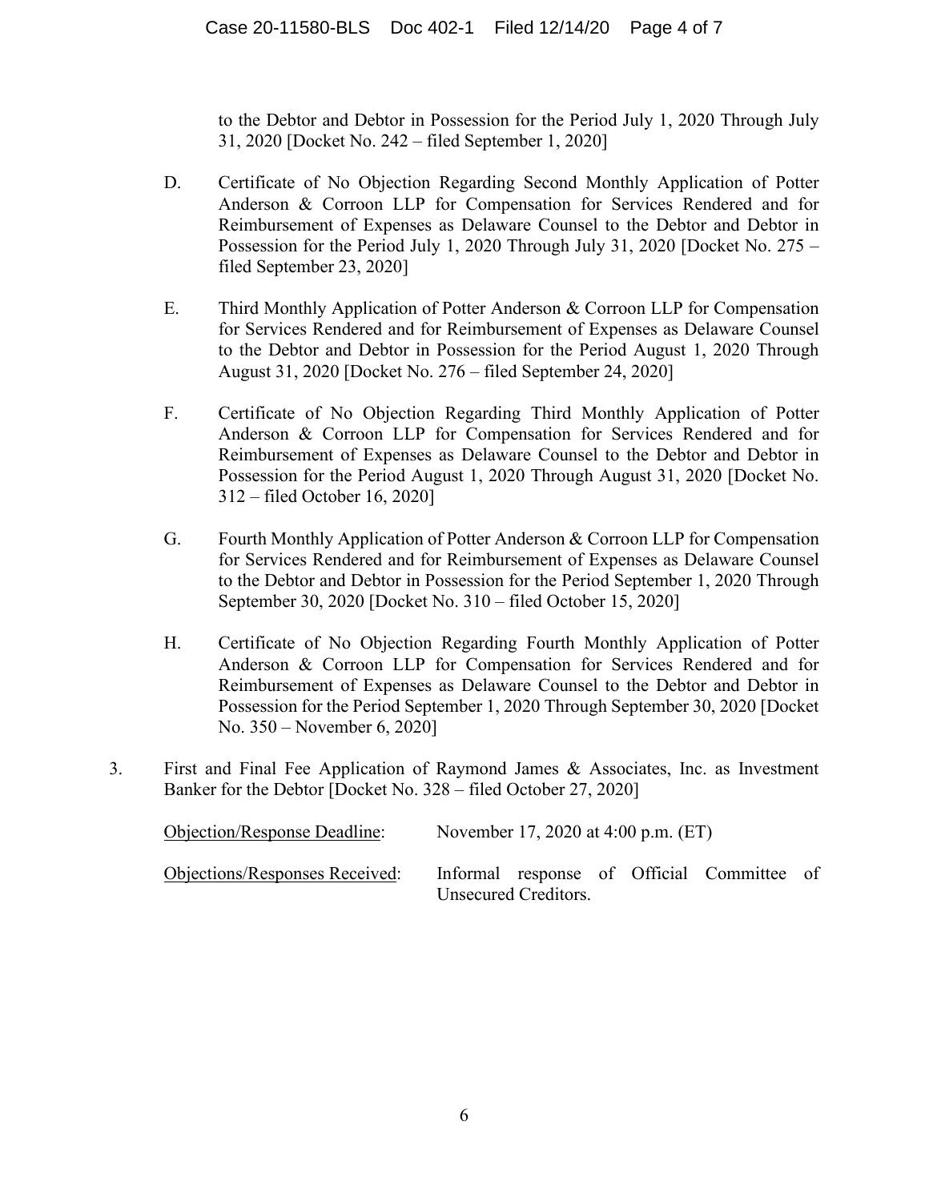to the Debtor and Debtor in Possession for the Period July 1, 2020 Through July 31, 2020 [Docket No. 242 – filed September 1, 2020]

D. Certificate of No Objection Regarding Second Monthly Application of Potter Anderson & Corroon LLP for Compensation for Services Rendered and for Reimbursement of Expenses as Delaware Counsel to the Debtor and Debtor in Possession for the Period July 1, 2020 Through July 31, 2020 [Docket No. 275 – filed September 23, 2020]

E. Third Monthly Application of Potter Anderson & Corroon LLP for Compensation for Services Rendered and for Reimbursement of Expenses as Delaware Counsel to the Debtor and Debtor in Possession for the Period August 1, 2020 Through August 31, 2020 [Docket No. 276 – filed September 24, 2020]

F. Certificate of No Objection Regarding Third Monthly Application of Potter Anderson & Corroon LLP for Compensation for Services Rendered and for Reimbursement of Expenses as Delaware Counsel to the Debtor and Debtor in Possession for the Period August 1, 2020 Through August 31, 2020 [Docket No. 312 – filed October 16, 2020]

G. Fourth Monthly Application of Potter Anderson & Corroon LLP for Compensation for Services Rendered and for Reimbursement of Expenses as Delaware Counsel to the Debtor and Debtor in Possession for the Period September 1, 2020 Through September 30, 2020 [Docket No. 310 – filed October 15, 2020]

H. Certificate of No Objection Regarding Fourth Monthly Application of Potter Anderson & Corroon LLP for Compensation for Services Rendered and for Reimbursement of Expenses as Delaware Counsel to the Debtor and Debtor in Possession for the Period September 1, 2020 Through September 30, 2020 [Docket No. 350 – November 6, 2020]

3. First and Final Fee Application of Raymond James & Associates, Inc. as Investment Banker for the Debtor [Docket No. 328 – filed October 27, 2020]

Objection/Response Deadline: November 17, 2020 at 4:00 p.m. (ET)

Objections/Responses Received: Informal response of Official Committee of Unsecured Creditors.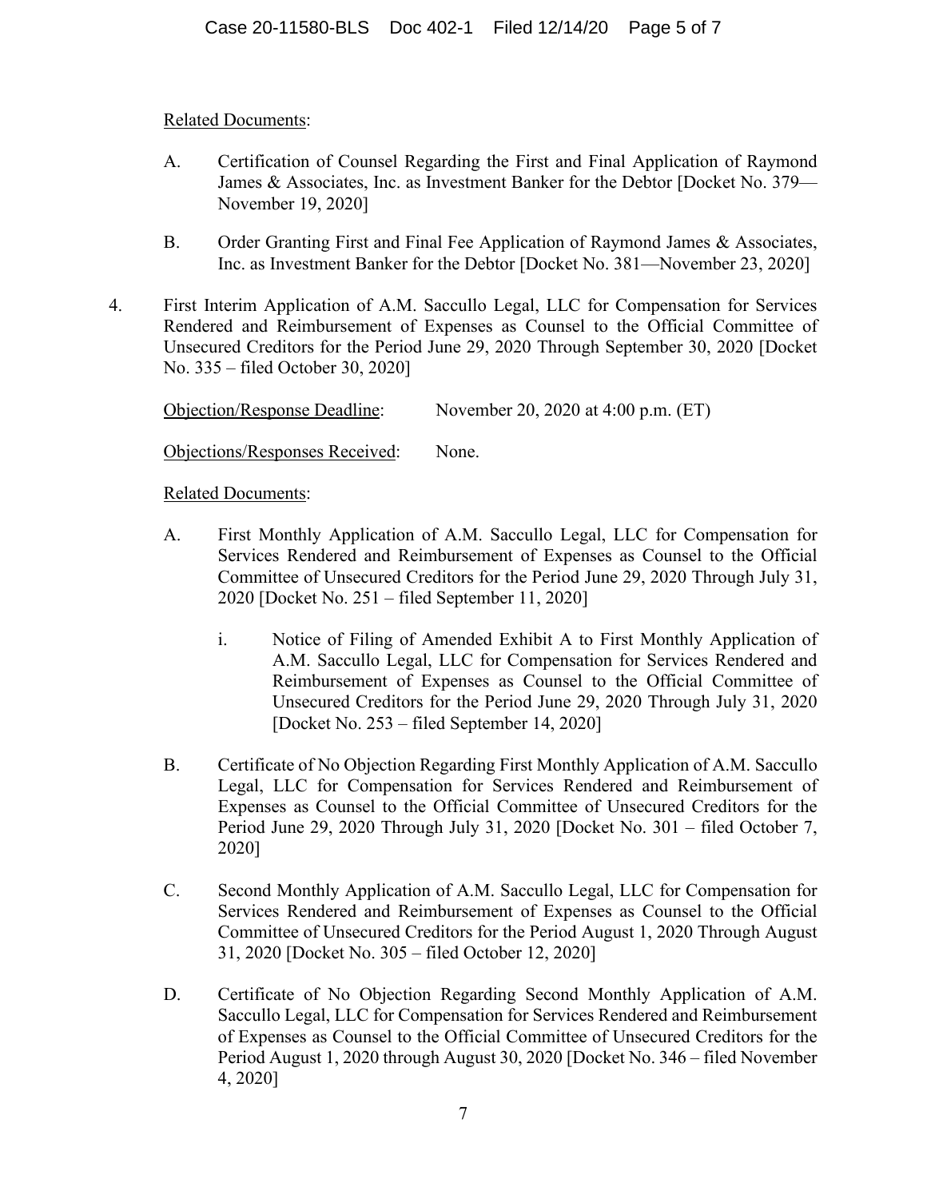Related Documents:

A. Certification of Counsel Regarding the First and Final Application of Raymond James & Associates, Inc. as Investment Banker for the Debtor [Docket No. 379—November 19, 2020]

B. Order Granting First and Final Fee Application of Raymond James & Associates, Inc. as Investment Banker for the Debtor [Docket No. 381—November 23, 2020]

4. First Interim Application of A.M. Saccullo Legal, LLC for Compensation for Services Rendered and Reimbursement of Expenses as Counsel to the Official Committee of Unsecured Creditors for the Period June 29, 2020 Through September 30, 2020 [Docket No. 335 – filed October 30, 2020]

Objection/Response Deadline: November 20, 2020 at 4:00 p.m. (ET)

Objections/Responses Received: None.

Related Documents:

A. First Monthly Application of A.M. Saccullo Legal, LLC for Compensation for Services Rendered and Reimbursement of Expenses as Counsel to the Official Committee of Unsecured Creditors for the Period June 29, 2020 Through July 31, 2020 [Docket No. 251 – filed September 11, 2020]

   i. Notice of Filing of Amended Exhibit A to First Monthly Application of A.M. Saccullo Legal, LLC for Compensation for Services Rendered and Reimbursement of Expenses as Counsel to the Official Committee of Unsecured Creditors for the Period June 29, 2020 Through July 31, 2020 [Docket No. 253 – filed September 14, 2020]

B. Certificate of No Objection Regarding First Monthly Application of A.M. Saccullo Legal, LLC for Compensation for Services Rendered and Reimbursement of Expenses as Counsel to the Official Committee of Unsecured Creditors for the Period June 29, 2020 Through July 31, 2020 [Docket No. 301 – filed October 7, 2020]

C. Second Monthly Application of A.M. Saccullo Legal, LLC for Compensation for Services Rendered and Reimbursement of Expenses as Counsel to the Official Committee of Unsecured Creditors for the Period August 1, 2020 Through August 31, 2020 [Docket No. 305 – filed October 12, 2020]

D. Certificate of No Objection Regarding Second Monthly Application of A.M. Saccullo Legal, LLC for Compensation for Services Rendered and Reimbursement of Expenses as Counsel to the Official Committee of Unsecured Creditors for the Period August 1, 2020 through August 30, 2020 [Docket No. 346 – filed November 4, 2020]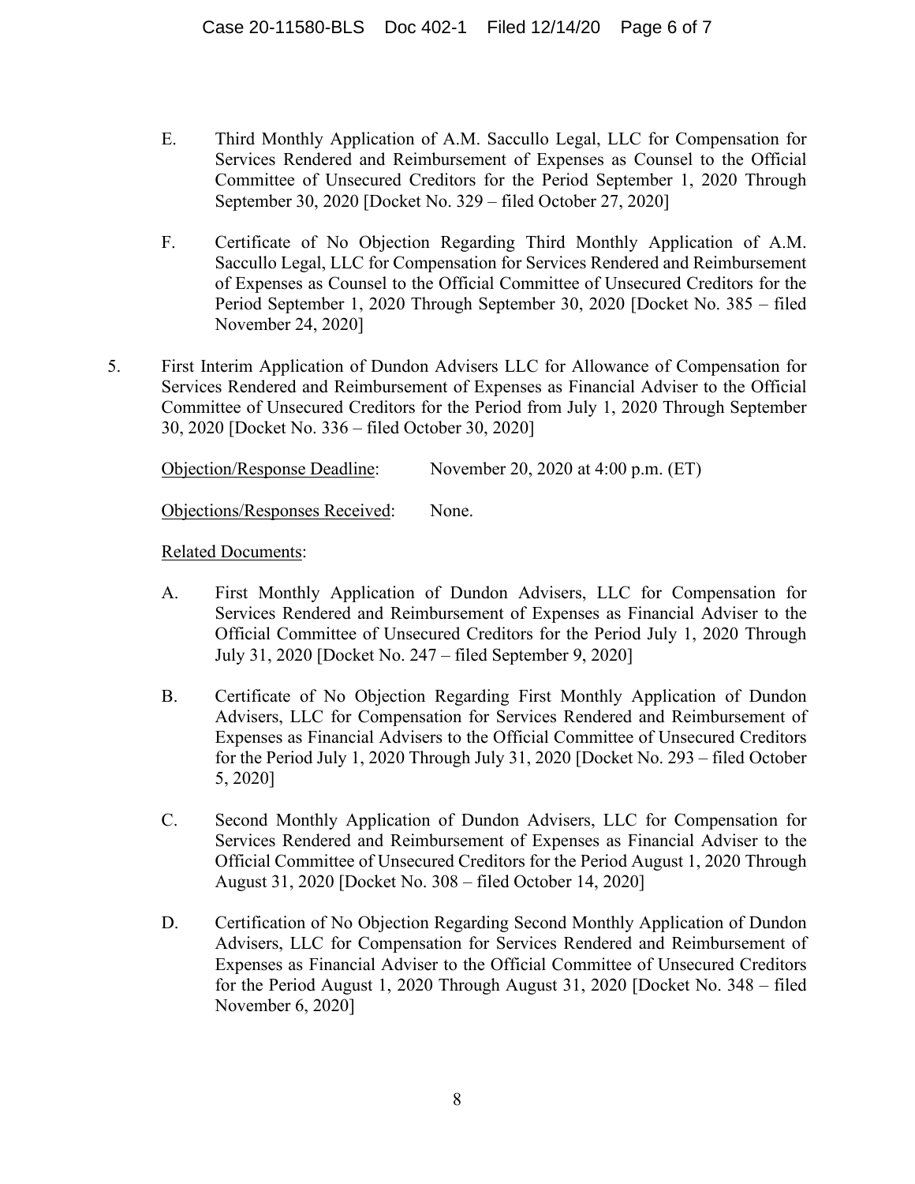E. Third Monthly Application of A.M. Saccullo Legal, LLC for Compensation for Services Rendered and Reimbursement of Expenses as Counsel to the Official Committee of Unsecured Creditors for the Period September 1, 2020 Through September 30, 2020 [Docket No. 329 – filed October 27, 2020]

F. Certificate of No Objection Regarding Third Monthly Application of A.M. Saccullo Legal, LLC for Compensation for Services Rendered and Reimbursement of Expenses as Counsel to the Official Committee of Unsecured Creditors for the Period September 1, 2020 Through September 30, 2020 [Docket No. 385 – filed November 24, 2020]

5. First Interim Application of Dundon Advisers LLC for Allowance of Compensation for Services Rendered and Reimbursement of Expenses as Financial Adviser to the Official Committee of Unsecured Creditors for the Period from July 1, 2020 Through September 30, 2020 [Docket No. 336 – filed October 30, 2020]

Objection/Response Deadline: November 20, 2020 at 4:00 p.m. (ET)

Objections/Responses Received: None.

Related Documents:

A. First Monthly Application of Dundon Advisers, LLC for Compensation for Services Rendered and Reimbursement of Expenses as Financial Adviser to the Official Committee of Unsecured Creditors for the Period July 1, 2020 Through July 31, 2020 [Docket No. 247 – filed September 9, 2020]

B. Certificate of No Objection Regarding First Monthly Application of Dundon Advisers, LLC for Compensation for Services Rendered and Reimbursement of Expenses as Financial Advisers to the Official Committee of Unsecured Creditors for the Period July 1, 2020 Through July 31, 2020 [Docket No. 293 – filed October 5, 2020]

C. Second Monthly Application of Dundon Advisers, LLC for Compensation for Services Rendered and Reimbursement of Expenses as Financial Adviser to the Official Committee of Unsecured Creditors for the Period August 1, 2020 Through August 31, 2020 [Docket No. 308 – filed October 14, 2020]

D. Certification of No Objection Regarding Second Monthly Application of Dundon Advisers, LLC for Compensation for Services Rendered and Reimbursement of Expenses as Financial Adviser to the Official Committee of Unsecured Creditors for the Period August 1, 2020 Through August 31, 2020 [Docket No. 348 – filed November 6, 2020]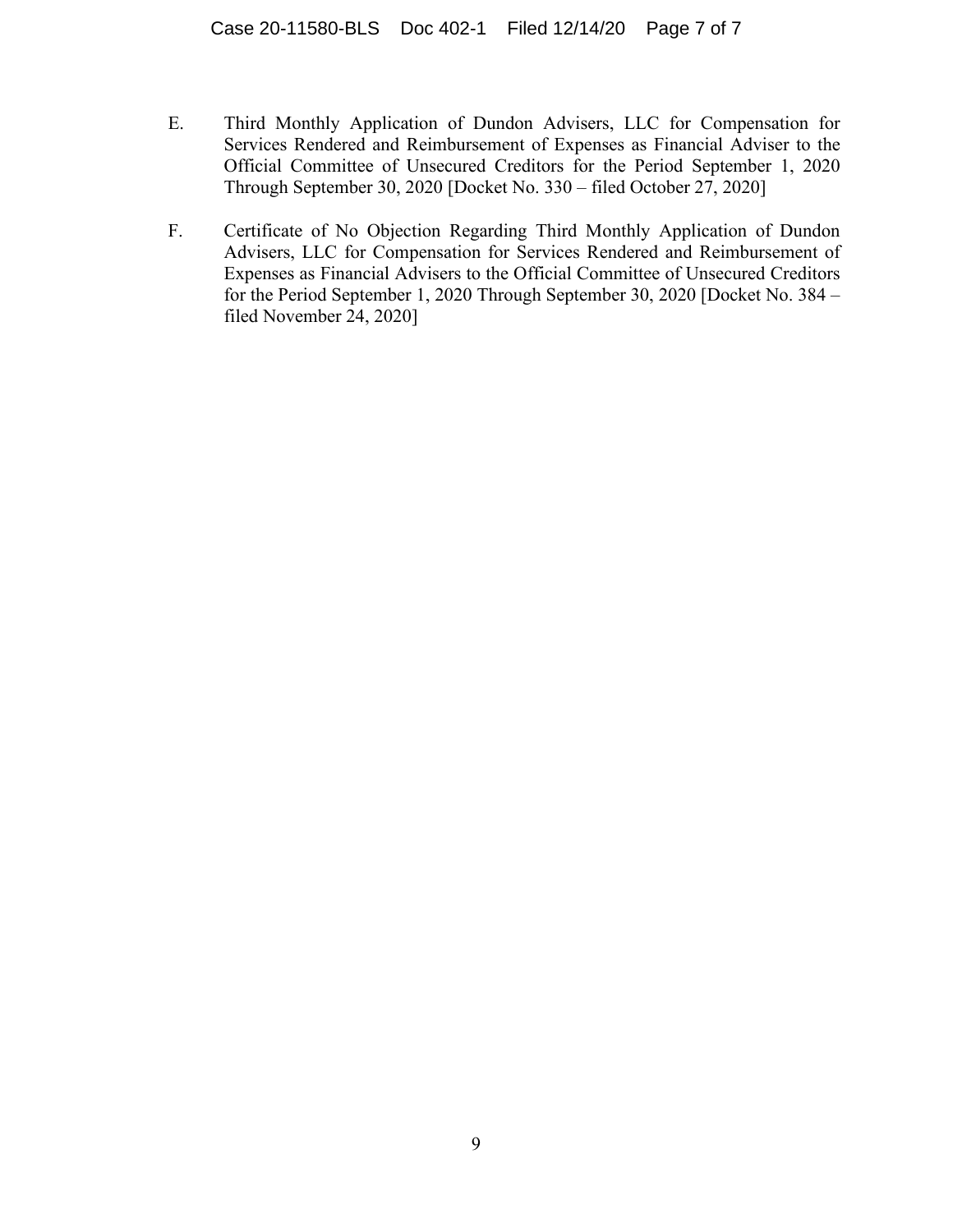E. Third Monthly Application of Dundon Advisers, LLC for Compensation for Services Rendered and Reimbursement of Expenses as Financial Adviser to the Official Committee of Unsecured Creditors for the Period September 1, 2020 Through September 30, 2020 [Docket No. 330 – filed October 27, 2020]

F. Certificate of No Objection Regarding Third Monthly Application of Dundon Advisers, LLC for Compensation for Services Rendered and Reimbursement of Expenses as Financial Advisers to the Official Committee of Unsecured Creditors for the Period September 1, 2020 Through September 30, 2020 [Docket No. 384 – filed November 24, 2020]